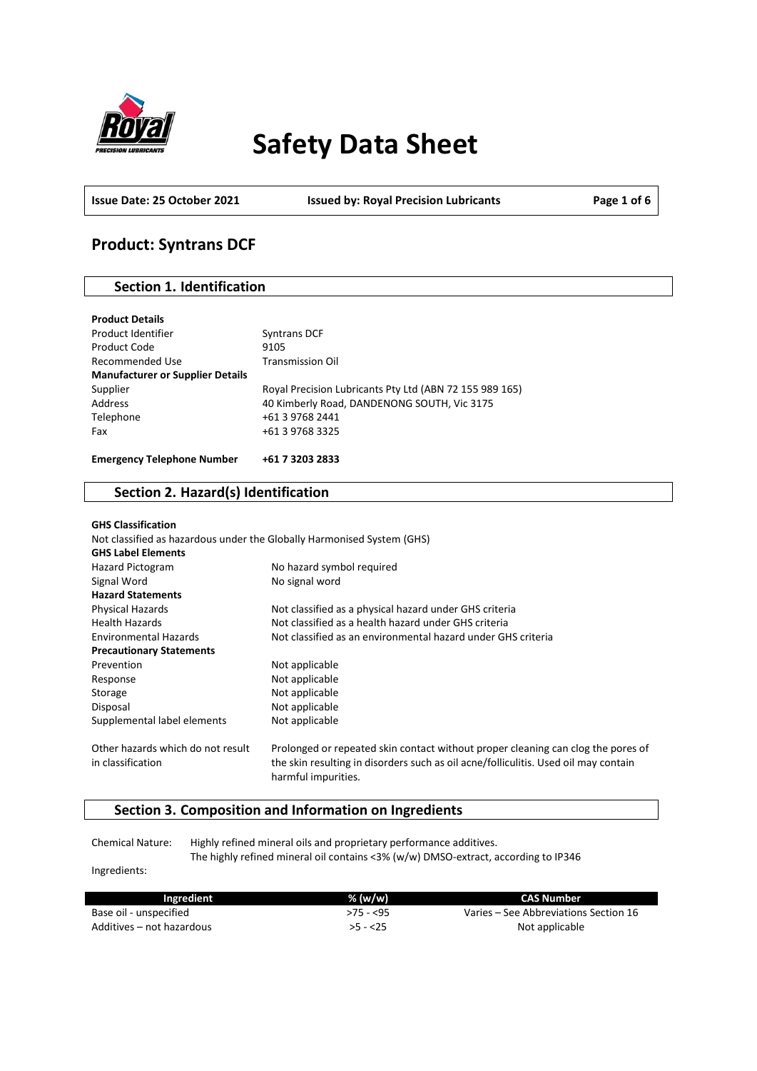# Safety Data Sheet

| Issue Date: 25 October 2021 | Issued by: Royal Precision Lubricants |
|---|---|

## Product: Syntrans DCF

## Section 1. Identification

**Product Details**

| | |
|---|---|
| Product Identifier | Syntrans DCF |
| Product Code | 9105 |
| Recommended Use | Transmission Oil |
| **Manufacturer or Supplier Details** | |
| Supplier | Royal Precision Lubricants Pty Ltd (ABN 72 155 989 165) |
| Address | 40 Kimberly Road, DANDENONG SOUTH, Vic 3175 |
| Telephone | +61 3 9768 2441 |
| Fax | +61 3 9768 3325 |

**Emergency Telephone Number** **+61 7 3203 2833**

## Section 2. Hazard(s) Identification

**GHS Classification**

Not classified as hazardous under the Globally Harmonised System (GHS)

**GHS Label Elements**

| | |
|---|---|
| Hazard Pictogram | No hazard symbol required |
| Signal Word | No signal word |
| **Hazard Statements** | |
| Physical Hazards | Not classified as a physical hazard under GHS criteria |
| Health Hazards | Not classified as a health hazard under GHS criteria |
| Environmental Hazards | Not classified as an environmental hazard under GHS criteria |
| **Precautionary Statements** | |
| Prevention | Not applicable |
| Response | Not applicable |
| Storage | Not applicable |
| Disposal | Not applicable |
| Supplemental label elements | Not applicable |
| Other hazards which do not result in classification | Prolonged or repeated skin contact without proper cleaning can clog the pores of the skin resulting in disorders such as oil acne/folliculitis. Used oil may contain harmful impurities. |

## Section 3. Composition and Information on Ingredients

Chemical Nature: Highly refined mineral oils and proprietary performance additives.
The highly refined mineral oil contains <3% (w/w) DMSO-extract, according to IP346

Ingredients:

| Ingredient | % (w/w) | CAS Number |
|---|---|---|
| Base oil - unspecified | >75 - <95 | Varies – See Abbreviations Section 16 |
| Additives – not hazardous | >5 - <25 | Not applicable |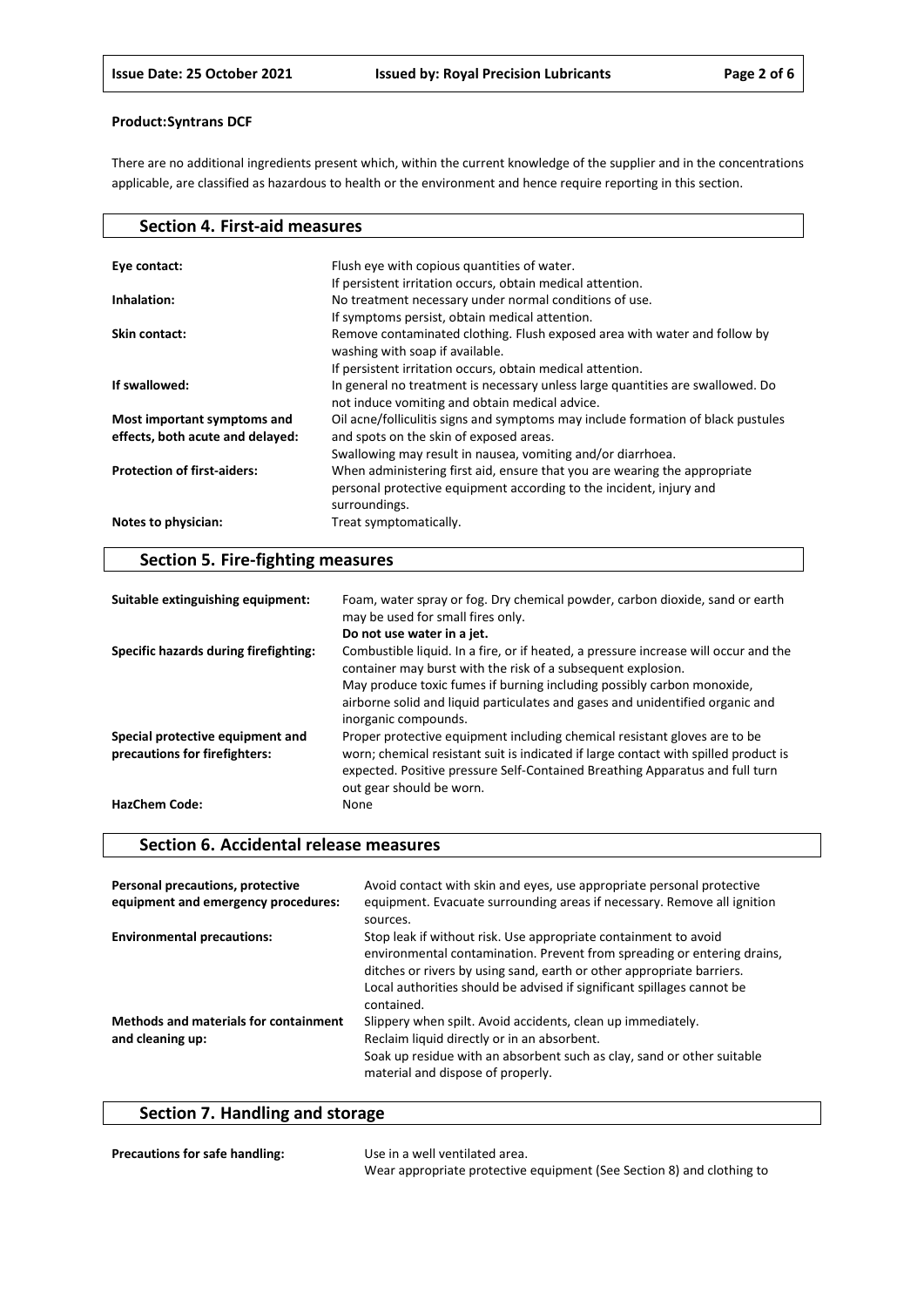**Product:Syntrans DCF**

There are no additional ingredients present which, within the current knowledge of the supplier and in the concentrations applicable, are classified as hazardous to health or the environment and hence require reporting in this section.

## Section 4. First-aid measures

| | |
|---|---|
| **Eye contact:** | Flush eye with copious quantities of water. If persistent irritation occurs, obtain medical attention. |
| **Inhalation:** | No treatment necessary under normal conditions of use. If symptoms persist, obtain medical attention. |
| **Skin contact:** | Remove contaminated clothing. Flush exposed area with water and follow by washing with soap if available. If persistent irritation occurs, obtain medical attention. |
| **If swallowed:** | In general no treatment is necessary unless large quantities are swallowed. Do not induce vomiting and obtain medical advice. |
| **Most important symptoms and effects, both acute and delayed:** | Oil acne/folliculitis signs and symptoms may include formation of black pustules and spots on the skin of exposed areas. Swallowing may result in nausea, vomiting and/or diarrhoea. |
| **Protection of first-aiders:** | When administering first aid, ensure that you are wearing the appropriate personal protective equipment according to the incident, injury and surroundings. |
| **Notes to physician:** | Treat symptomatically. |

## Section 5. Fire-fighting measures

| | |
|---|---|
| **Suitable extinguishing equipment:** | Foam, water spray or fog. Dry chemical powder, carbon dioxide, sand or earth may be used for small fires only. **Do not use water in a jet.** |
| **Specific hazards during firefighting:** | Combustible liquid. In a fire, or if heated, a pressure increase will occur and the container may burst with the risk of a subsequent explosion. May produce toxic fumes if burning including possibly carbon monoxide, airborne solid and liquid particulates and gases and unidentified organic and inorganic compounds. |
| **Special protective equipment and precautions for firefighters:** | Proper protective equipment including chemical resistant gloves are to be worn; chemical resistant suit is indicated if large contact with spilled product is expected. Positive pressure Self-Contained Breathing Apparatus and full turn out gear should be worn. |
| **HazChem Code:** | None |

## Section 6. Accidental release measures

| | |
|---|---|
| **Personal precautions, protective equipment and emergency procedures:** | Avoid contact with skin and eyes, use appropriate personal protective equipment. Evacuate surrounding areas if necessary. Remove all ignition sources. |
| **Environmental precautions:** | Stop leak if without risk. Use appropriate containment to avoid environmental contamination. Prevent from spreading or entering drains, ditches or rivers by using sand, earth or other appropriate barriers. Local authorities should be advised if significant spillages cannot be contained. |
| **Methods and materials for containment and cleaning up:** | Slippery when spilt. Avoid accidents, clean up immediately. Reclaim liquid directly or in an absorbent. Soak up residue with an absorbent such as clay, sand or other suitable material and dispose of properly. |

## Section 7. Handling and storage

| | |
|---|---|
| **Precautions for safe handling:** | Use in a well ventilated area. Wear appropriate protective equipment (See Section 8) and clothing to |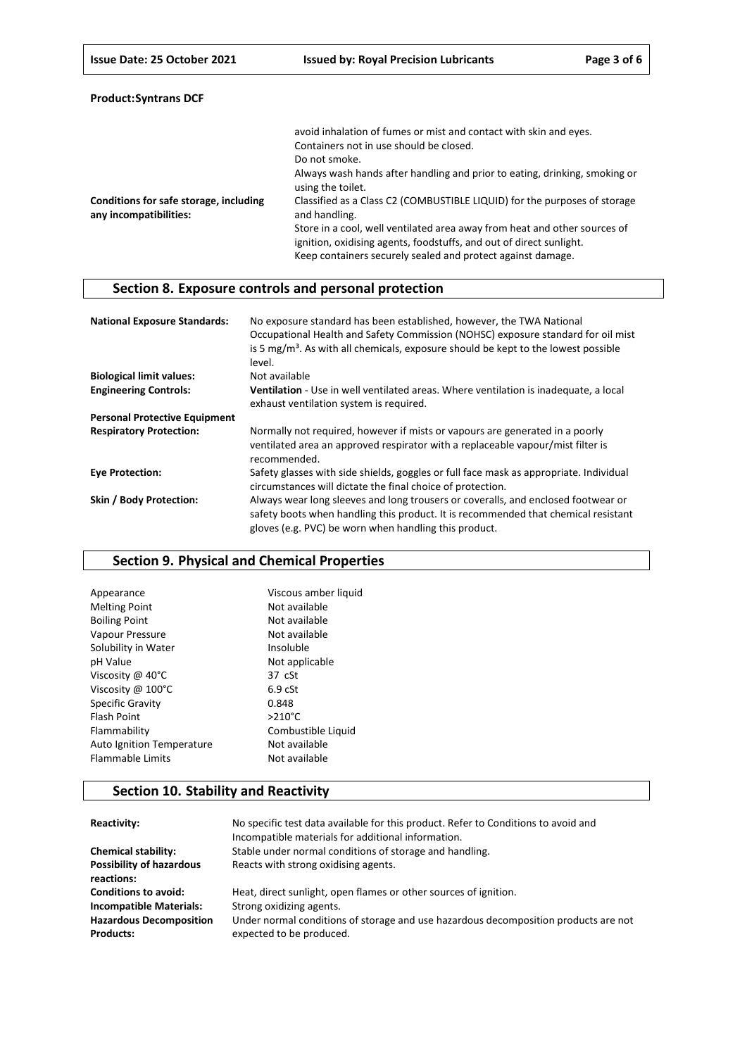**Product:Syntrans DCF**

| | |
|---|---|
| | avoid inhalation of fumes or mist and contact with skin and eyes. Containers not in use should be closed. Do not smoke. Always wash hands after handling and prior to eating, drinking, smoking or using the toilet. |
| **Conditions for safe storage, including any incompatibilities:** | Classified as a Class C2 (COMBUSTIBLE LIQUID) for the purposes of storage and handling. Store in a cool, well ventilated area away from heat and other sources of ignition, oxidising agents, foodstuffs, and out of direct sunlight. Keep containers securely sealed and protect against damage. |

## Section 8. Exposure controls and personal protection

| | |
|---|---|
| **National Exposure Standards:** | No exposure standard has been established, however, the TWA National Occupational Health and Safety Commission (NOHSC) exposure standard for oil mist is 5 mg/m³. As with all chemicals, exposure should be kept to the lowest possible level. |
| **Biological limit values:** | Not available |
| **Engineering Controls:** | **Ventilation** - Use in well ventilated areas. Where ventilation is inadequate, a local exhaust ventilation system is required. |
| **Personal Protective Equipment** | |
| **Respiratory Protection:** | Normally not required, however if mists or vapours are generated in a poorly ventilated area an approved respirator with a replaceable vapour/mist filter is recommended. |
| **Eye Protection:** | Safety glasses with side shields, goggles or full face mask as appropriate. Individual circumstances will dictate the final choice of protection. |
| **Skin / Body Protection:** | Always wear long sleeves and long trousers or coveralls, and enclosed footwear or safety boots when handling this product. It is recommended that chemical resistant gloves (e.g. PVC) be worn when handling this product. |

## Section 9. Physical and Chemical Properties

| | |
|---|---|
| Appearance | Viscous amber liquid |
| Melting Point | Not available |
| Boiling Point | Not available |
| Vapour Pressure | Not available |
| Solubility in Water | Insoluble |
| pH Value | Not applicable |
| Viscosity @ 40°C | 37 cSt |
| Viscosity @ 100°C | 6.9 cSt |
| Specific Gravity | 0.848 |
| Flash Point | >210°C |
| Flammability | Combustible Liquid |
| Auto Ignition Temperature | Not available |
| Flammable Limits | Not available |

## Section 10. Stability and Reactivity

| | |
|---|---|
| **Reactivity:** | No specific test data available for this product. Refer to Conditions to avoid and Incompatible materials for additional information. |
| **Chemical stability:** | Stable under normal conditions of storage and handling. |
| **Possibility of hazardous reactions:** | Reacts with strong oxidising agents. |
| **Conditions to avoid:** | Heat, direct sunlight, open flames or other sources of ignition. |
| **Incompatible Materials:** | Strong oxidizing agents. |
| **Hazardous Decomposition Products:** | Under normal conditions of storage and use hazardous decomposition products are not expected to be produced. |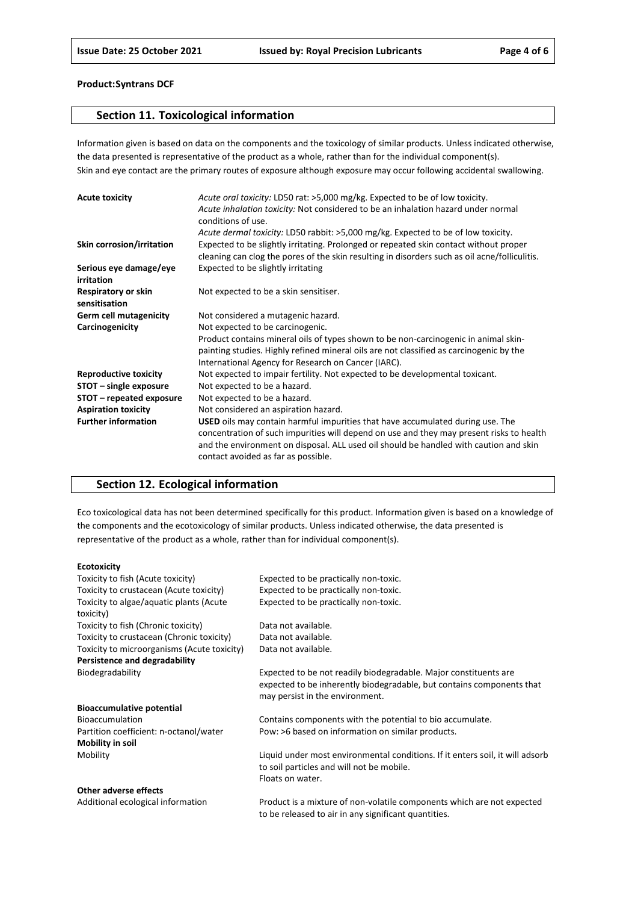**Product:Syntrans DCF**

## Section 11. Toxicological information

Information given is based on data on the components and the toxicology of similar products. Unless indicated otherwise, the data presented is representative of the product as a whole, rather than for the individual component(s).
Skin and eye contact are the primary routes of exposure although exposure may occur following accidental swallowing.

| | |
|---|---|
| **Acute toxicity** | *Acute oral toxicity:* LD50 rat: >5,000 mg/kg. Expected to be of low toxicity.<br>*Acute inhalation toxicity:* Not considered to be an inhalation hazard under normal conditions of use.<br>*Acute dermal toxicity:* LD50 rabbit: >5,000 mg/kg. Expected to be of low toxicity. |
| **Skin corrosion/irritation** | Expected to be slightly irritating. Prolonged or repeated skin contact without proper cleaning can clog the pores of the skin resulting in disorders such as oil acne/folliculitis. |
| **Serious eye damage/eye irritation** | Expected to be slightly irritating |
| **Respiratory or skin sensitisation** | Not expected to be a skin sensitiser. |
| **Germ cell mutagenicity** | Not considered a mutagenic hazard. |
| **Carcinogenicity** | Not expected to be carcinogenic.<br>Product contains mineral oils of types shown to be non-carcinogenic in animal skin-painting studies. Highly refined mineral oils are not classified as carcinogenic by the International Agency for Research on Cancer (IARC). |
| **Reproductive toxicity** | Not expected to impair fertility. Not expected to be developmental toxicant. |
| **STOT – single exposure** | Not expected to be a hazard. |
| **STOT – repeated exposure** | Not expected to be a hazard. |
| **Aspiration toxicity** | Not considered an aspiration hazard. |
| **Further information** | **USED** oils may contain harmful impurities that have accumulated during use. The concentration of such impurities will depend on use and they may present risks to health and the environment on disposal. ALL used oil should be handled with caution and skin contact avoided as far as possible. |

## Section 12. Ecological information

Eco toxicological data has not been determined specifically for this product. Information given is based on a knowledge of the components and the ecotoxicology of similar products. Unless indicated otherwise, the data presented is representative of the product as a whole, rather than for individual component(s).

| | |
|---|---|
| **Ecotoxicity** | |
| Toxicity to fish (Acute toxicity) | Expected to be practically non-toxic. |
| Toxicity to crustacean (Acute toxicity) | Expected to be practically non-toxic. |
| Toxicity to algae/aquatic plants (Acute toxicity) | Expected to be practically non-toxic. |
| Toxicity to fish (Chronic toxicity) | Data not available. |
| Toxicity to crustacean (Chronic toxicity) | Data not available. |
| Toxicity to microorganisms (Acute toxicity) | Data not available. |
| **Persistence and degradability** | |
| Biodegradability | Expected to be not readily biodegradable. Major constituents are expected to be inherently biodegradable, but contains components that may persist in the environment. |
| **Bioaccumulative potential** | |
| Bioaccumulation | Contains components with the potential to bio accumulate. |
| Partition coefficient: n-octanol/water | Pow: >6 based on information on similar products. |
| **Mobility in soil** | |
| Mobility | Liquid under most environmental conditions. If it enters soil, it will adsorb to soil particles and will not be mobile.<br>Floats on water. |
| **Other adverse effects** | |
| Additional ecological information | Product is a mixture of non-volatile components which are not expected to be released to air in any significant quantities. |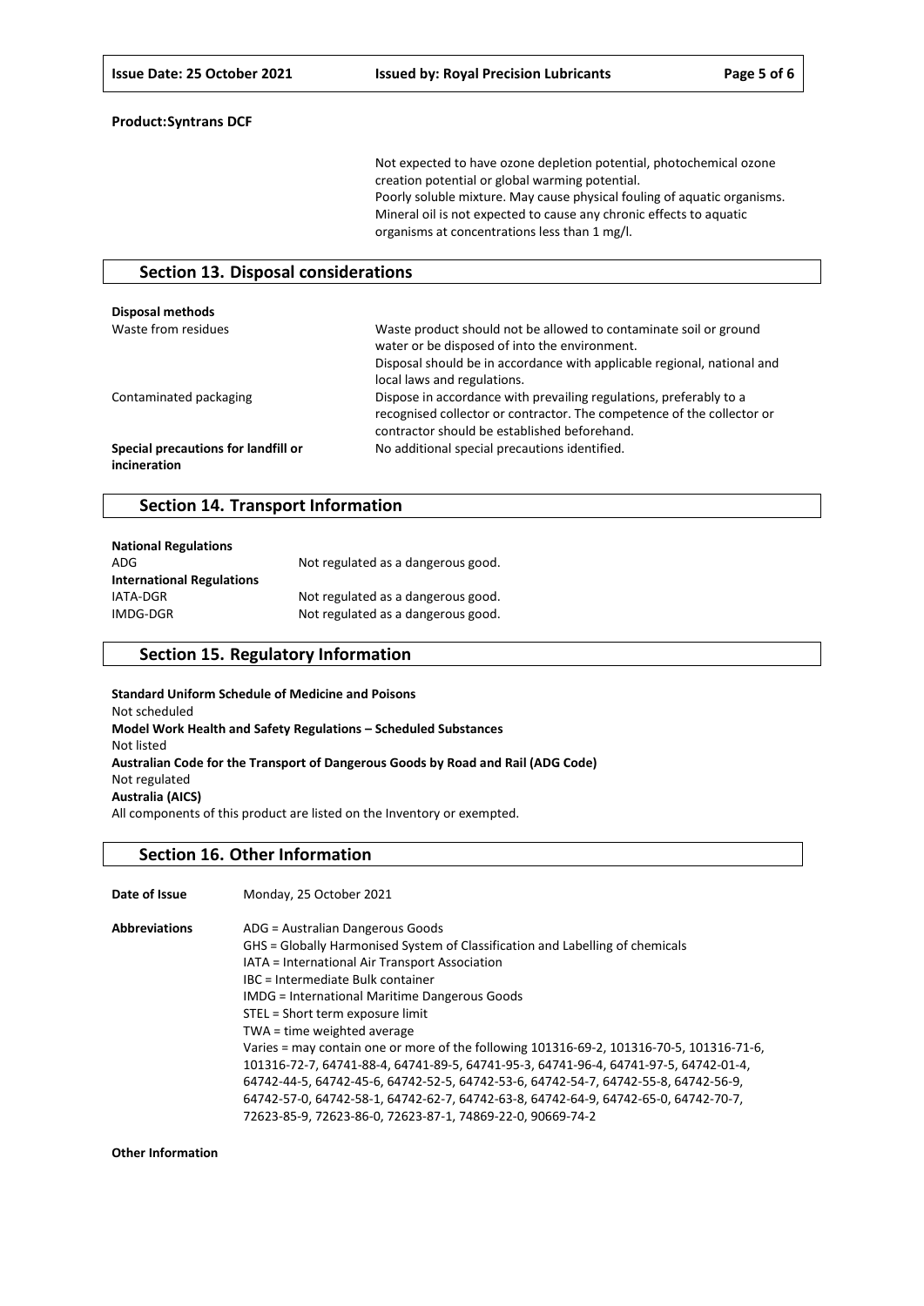**Product:Syntrans DCF**

Not expected to have ozone depletion potential, photochemical ozone creation potential or global warming potential.
Poorly soluble mixture. May cause physical fouling of aquatic organisms.
Mineral oil is not expected to cause any chronic effects to aquatic organisms at concentrations less than 1 mg/l.

## Section 13. Disposal considerations

**Disposal methods**

| | |
|---|---|
| Waste from residues | Waste product should not be allowed to contaminate soil or ground water or be disposed of into the environment.<br>Disposal should be in accordance with applicable regional, national and local laws and regulations. |
| Contaminated packaging | Dispose in accordance with prevailing regulations, preferably to a recognised collector or contractor. The competence of the collector or contractor should be established beforehand. |
| **Special precautions for landfill or incineration** | No additional special precautions identified. |

## Section 14. Transport Information

| | |
|---|---|
| **National Regulations** | |
| ADG | Not regulated as a dangerous good. |
| **International Regulations** | |
| IATA-DGR | Not regulated as a dangerous good. |
| IMDG-DGR | Not regulated as a dangerous good. |

## Section 15. Regulatory Information

**Standard Uniform Schedule of Medicine and Poisons**
Not scheduled
**Model Work Health and Safety Regulations – Scheduled Substances**
Not listed
**Australian Code for the Transport of Dangerous Goods by Road and Rail (ADG Code)**
Not regulated
**Australia (AICS)**
All components of this product are listed on the Inventory or exempted.

## Section 16. Other Information

**Date of Issue** Monday, 25 October 2021

**Abbreviations**

ADG = Australian Dangerous Goods
GHS = Globally Harmonised System of Classification and Labelling of chemicals
IATA = International Air Transport Association
IBC = Intermediate Bulk container
IMDG = International Maritime Dangerous Goods
STEL = Short term exposure limit
TWA = time weighted average
Varies = may contain one or more of the following 101316-69-2, 101316-70-5, 101316-71-6, 101316-72-7, 64741-88-4, 64741-89-5, 64741-95-3, 64741-96-4, 64741-97-5, 64742-01-4, 64742-44-5, 64742-45-6, 64742-52-5, 64742-53-6, 64742-54-7, 64742-55-8, 64742-56-9, 64742-57-0, 64742-58-1, 64742-62-7, 64742-63-8, 64742-64-9, 64742-65-0, 64742-70-7, 72623-85-9, 72623-86-0, 72623-87-1, 74869-22-0, 90669-74-2

**Other Information**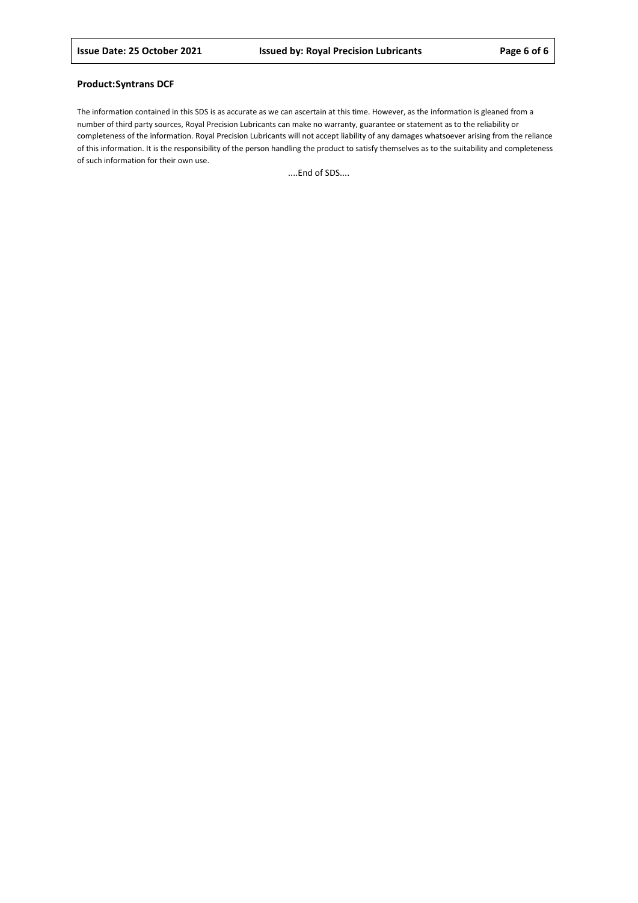**Product:Syntrans DCF**

The information contained in this SDS is as accurate as we can ascertain at this time. However, as the information is gleaned from a number of third party sources, Royal Precision Lubricants can make no warranty, guarantee or statement as to the reliability or completeness of the information. Royal Precision Lubricants will not accept liability of any damages whatsoever arising from the reliance of this information. It is the responsibility of the person handling the product to satisfy themselves as to the suitability and completeness of such information for their own use.

....End of SDS....